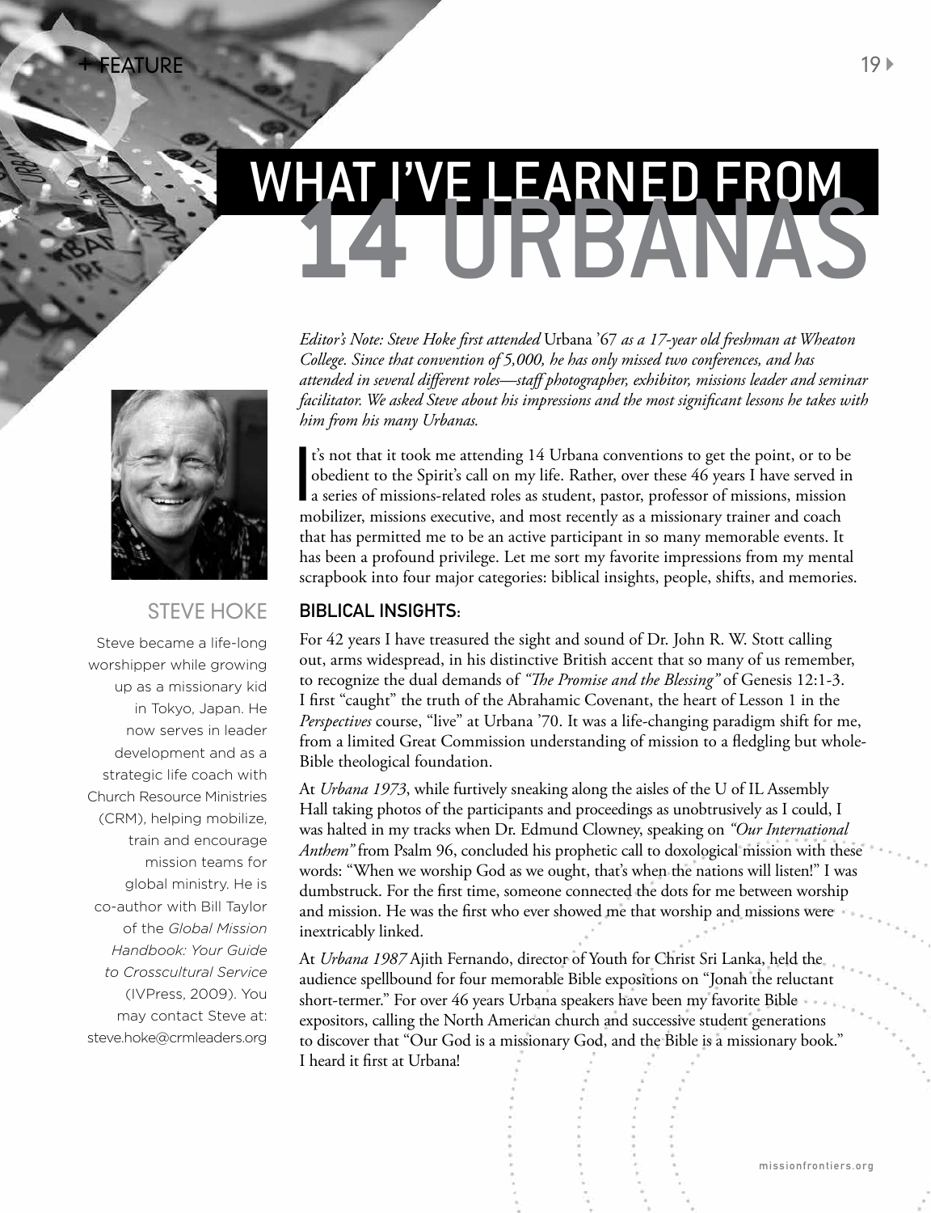+ FEATURE

# WHAT I'VE LEARNED FROM 14 URBANAS

*Editor's Note: Steve Hoke first attended* Urbana '67 *as a 17-year old freshman at Wheaton College. Since that convention of 5,000, he has only missed two conferences, and has attended in several different roles—staff photographer, exhibitor, missions leader and seminar facilitator. We asked Steve about his impressions and the most significant lessons he takes with him from his many Urbanas.*

It's not that it took me attending 14 Urbana conventions to get the point, or to be obedient to the Spirit's call on my life. Rather, over these 46 years I have served in a series of missions-related roles as student, pastor, professor of missions, mission mobilizer, missions executive, and most recently as a missionary trainer and coach that has permitted me to be an active participant in so many memorable events. It has been a profound privilege. Let me sort my favorite impressions from my mental scrapbook into four major categories: biblical insights, people, shifts, and memories.

## BIBLICAL INSIGHTS:

For 42 years I have treasured the sight and sound of Dr. John R. W. Stott calling out, arms widespread, in his distinctive British accent that so many of us remember, to recognize the dual demands of *"The Promise and the Blessing"* of Genesis 12:1-3. I first "caught" the truth of the Abrahamic Covenant, the heart of Lesson 1 in the *Perspectives* course, "live" at Urbana '70. It was a life-changing paradigm shift for me, from a limited Great Commission understanding of mission to a fledgling but whole-Bible theological foundation.

At *Urbana 1973*, while furtively sneaking along the aisles of the U of IL Assembly Hall taking photos of the participants and proceedings as unobtrusively as I could, I was halted in my tracks when Dr. Edmund Clowney, speaking on *"Our International Anthem"* from Psalm 96, concluded his prophetic call to doxological mission with these words: "When we worship God as we ought, that's when the nations will listen!" I was dumbstruck. For the first time, someone connected the dots for me between worship and mission. He was the first who ever showed me that worship and missions were inextricably linked.

At *Urbana 1987* Ajith Fernando, director of Youth for Christ Sri Lanka, held the audience spellbound for four memorable Bible expositions on "Jonah the reluctant short-termer." For over 46 years Urbana speakers have been my favorite Bible expositors, calling the North American church and successive student generations to discover that "Our God is a missionary God, and the Bible is a missionary book." I heard it first at Urbana!

### STEVE HOKE

Steve became a life-long worshipper while growing up as a missionary kid in Tokyo, Japan. He now serves in leader development and as a strategic life coach with Church Resource Ministries (CRM), helping mobilize, train and encourage mission teams for global ministry. He is co-author with Bill Taylor of the *Global Mission Handbook: Your Guide to Crosscultural Service* (IVPress, 2009). You may contact Steve at: steve.hoke@crmleaders.org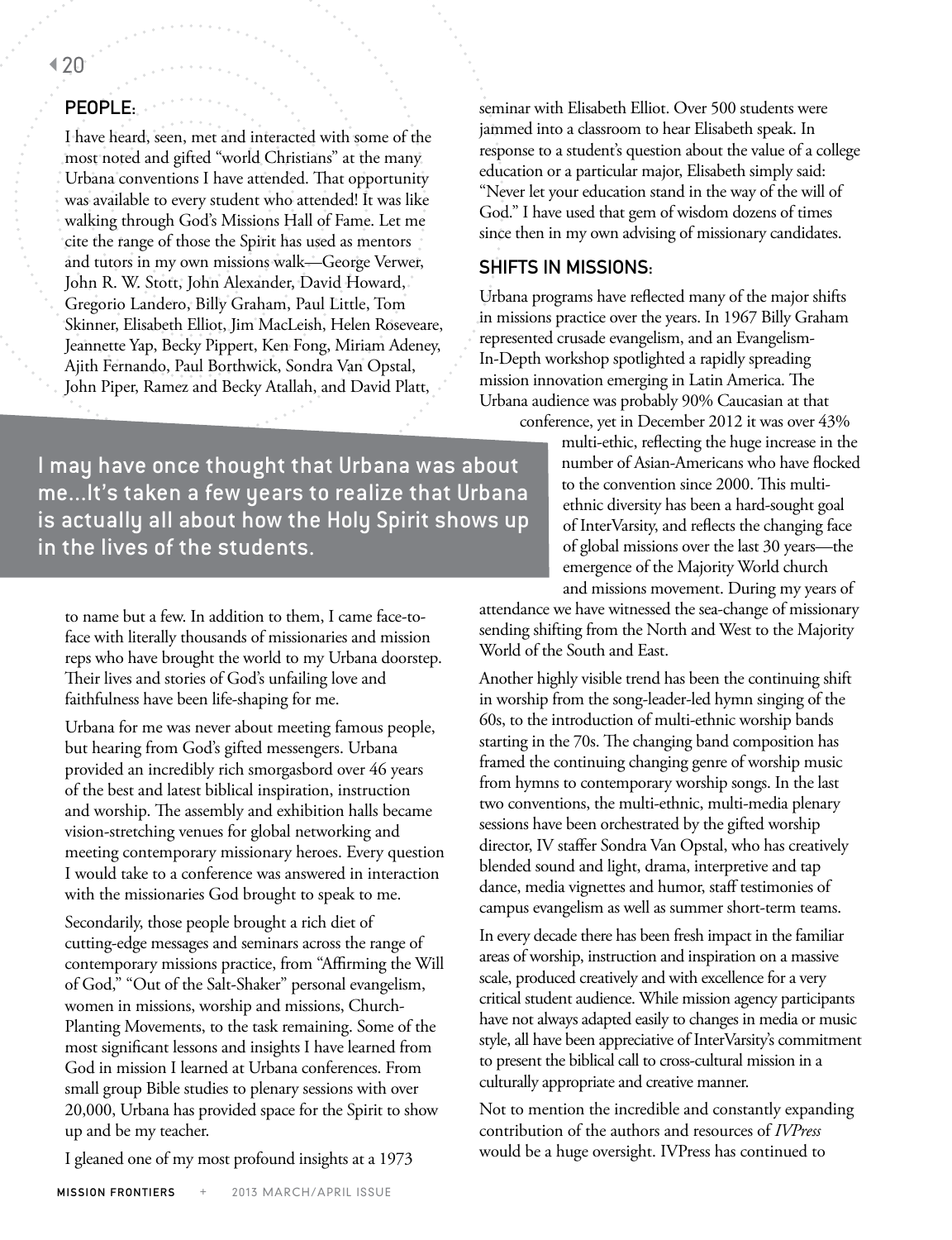## PEOPLE:

I have heard, seen, met and interacted with some of the most noted and gifted "world Christians" at the many Urbana conventions I have attended. That opportunity was available to every student who attended! It was like walking through God's Missions Hall of Fame. Let me cite the range of those the Spirit has used as mentors and tutors in my own missions walk—George Verwer, John R. W. Stott, John Alexander, David Howard, Gregorio Landero, Billy Graham, Paul Little, Tom Skinner, Elisabeth Elliot, Jim MacLeish, Helen Roseveare, Jeannette Yap, Becky Pippert, Ken Fong, Miriam Adeney, Ajith Fernando, Paul Borthwick, Sondra Van Opstal, John Piper, Ramez and Becky Atallah, and David Platt, to name but a few. In addition to them, I came face-to-face with literally thousands of missionaries and mission reps who have brought the world to my Urbana doorstep. Their lives and stories of God's unfailing love and faithfulness have been life-shaping for me.

> I may have once thought that Urbana was about me...It's taken a few years to realize that Urbana is actually all about how the Holy Spirit shows up in the lives of the students.

Urbana for me was never about meeting famous people, but hearing from God's gifted messengers. Urbana provided an incredibly rich smorgasbord over 46 years of the best and latest biblical inspiration, instruction and worship. The assembly and exhibition halls became vision-stretching venues for global networking and meeting contemporary missionary heroes. Every question I would take to a conference was answered in interaction with the missionaries God brought to speak to me.

Secondarily, those people brought a rich diet of cutting-edge messages and seminars across the range of contemporary missions practice, from "Affirming the Will of God," "Out of the Salt-Shaker" personal evangelism, women in missions, worship and missions, Church-Planting Movements, to the task remaining. Some of the most significant lessons and insights I have learned from God in mission I learned at Urbana conferences. From small group Bible studies to plenary sessions with over 20,000, Urbana has provided space for the Spirit to show up and be my teacher.

I gleaned one of my most profound insights at a 1973 seminar with Elisabeth Elliot. Over 500 students were jammed into a classroom to hear Elisabeth speak. In response to a student's question about the value of a college education or a particular major, Elisabeth simply said: "Never let your education stand in the way of the will of God." I have used that gem of wisdom dozens of times since then in my own advising of missionary candidates.

## SHIFTS IN MISSIONS:

Urbana programs have reflected many of the major shifts in missions practice over the years. In 1967 Billy Graham represented crusade evangelism, and an Evangelism-In-Depth workshop spotlighted a rapidly spreading mission innovation emerging in Latin America. The Urbana audience was probably 90% Caucasian at that conference, yet in December 2012 it was over 43% multi-ethic, reflecting the huge increase in the number of Asian-Americans who have flocked to the convention since 2000. This multi-ethnic diversity has been a hard-sought goal of InterVarsity, and reflects the changing face of global missions over the last 30 years—the emergence of the Majority World church and missions movement. During my years of attendance we have witnessed the sea-change of missionary sending shifting from the North and West to the Majority World of the South and East.

Another highly visible trend has been the continuing shift in worship from the song-leader-led hymn singing of the 60s, to the introduction of multi-ethnic worship bands starting in the 70s. The changing band composition has framed the continuing changing genre of worship music from hymns to contemporary worship songs. In the last two conventions, the multi-ethnic, multi-media plenary sessions have been orchestrated by the gifted worship director, IV staffer Sondra Van Opstal, who has creatively blended sound and light, drama, interpretive and tap dance, media vignettes and humor, staff testimonies of campus evangelism as well as summer short-term teams.

In every decade there has been fresh impact in the familiar areas of worship, instruction and inspiration on a massive scale, produced creatively and with excellence for a very critical student audience. While mission agency participants have not always adapted easily to changes in media or music style, all have been appreciative of InterVarsity's commitment to present the biblical call to cross-cultural mission in a culturally appropriate and creative manner.

Not to mention the incredible and constantly expanding contribution of the authors and resources of *IVPress* would be a huge oversight. IVPress has continued to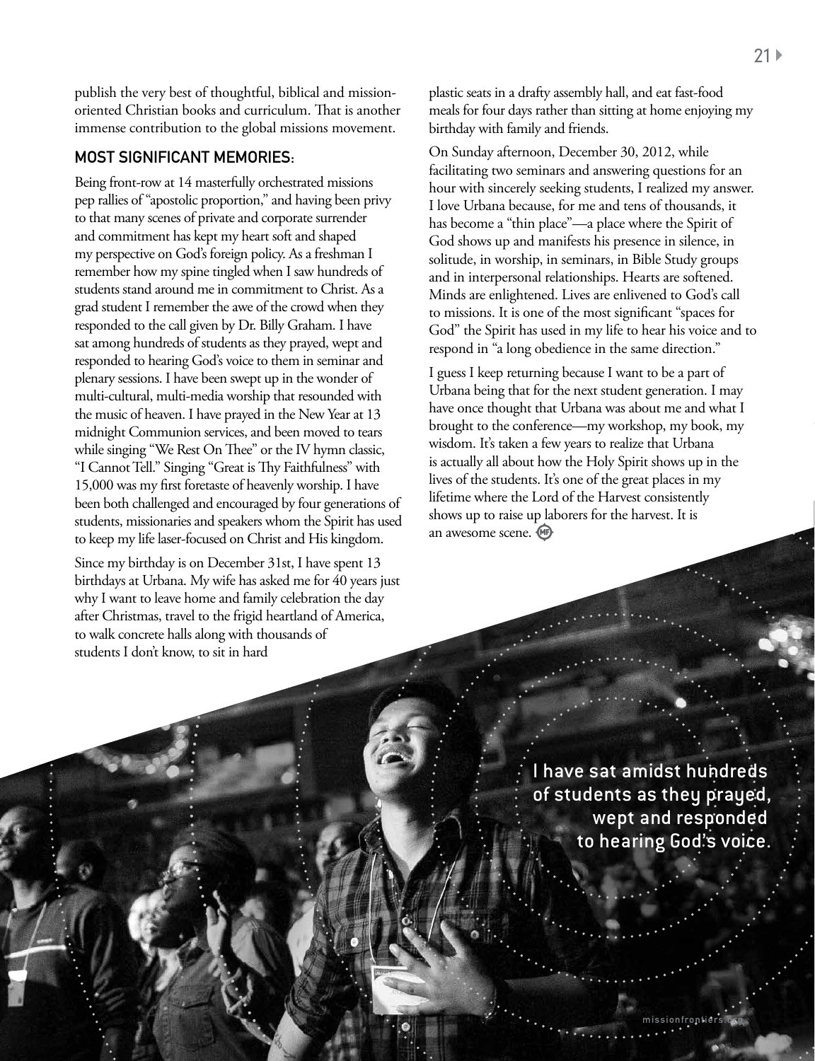publish the very best of thoughtful, biblical and mission-oriented Christian books and curriculum. That is another immense contribution to the global missions movement.

### MOST SIGNIFICANT MEMORIES:

Being front-row at 14 masterfully orchestrated missions pep rallies of "apostolic proportion," and having been privy to that many scenes of private and corporate surrender and commitment has kept my heart soft and shaped my perspective on God's foreign policy. As a freshman I remember how my spine tingled when I saw hundreds of students stand around me in commitment to Christ. As a grad student I remember the awe of the crowd when they responded to the call given by Dr. Billy Graham. I have sat among hundreds of students as they prayed, wept and responded to hearing God's voice to them in seminar and plenary sessions. I have been swept up in the wonder of multi-cultural, multi-media worship that resounded with the music of heaven. I have prayed in the New Year at 13 midnight Communion services, and been moved to tears while singing "We Rest On Thee" or the IV hymn classic, "I Cannot Tell." Singing "Great is Thy Faithfulness" with 15,000 was my first foretaste of heavenly worship. I have been both challenged and encouraged by four generations of students, missionaries and speakers whom the Spirit has used to keep my life laser-focused on Christ and His kingdom.

Since my birthday is on December 31st, I have spent 13 birthdays at Urbana. My wife has asked me for 40 years just why I want to leave home and family celebration the day after Christmas, travel to the frigid heartland of America, to walk concrete halls along with thousands of students I don't know, to sit in hard plastic seats in a drafty assembly hall, and eat fast-food meals for four days rather than sitting at home enjoying my birthday with family and friends.

On Sunday afternoon, December 30, 2012, while facilitating two seminars and answering questions for an hour with sincerely seeking students, I realized my answer. I love Urbana because, for me and tens of thousands, it has become a "thin place"—a place where the Spirit of God shows up and manifests his presence in silence, in solitude, in worship, in seminars, in Bible Study groups and in interpersonal relationships. Hearts are softened. Minds are enlightened. Lives are enlivened to God's call to missions. It is one of the most significant "spaces for God" the Spirit has used in my life to hear his voice and to respond in "a long obedience in the same direction."

I guess I keep returning because I want to be a part of Urbana being that for the next student generation. I may have once thought that Urbana was about me and what I brought to the conference—my workshop, my book, my wisdom. It's taken a few years to realize that Urbana is actually all about how the Holy Spirit shows up in the lives of the students. It's one of the great places in my lifetime where the Lord of the Harvest consistently shows up to raise up laborers for the harvest. It is an awesome scene.

I have sat amidst hundreds of students as they prayed, wept and responded to hearing God's voice.